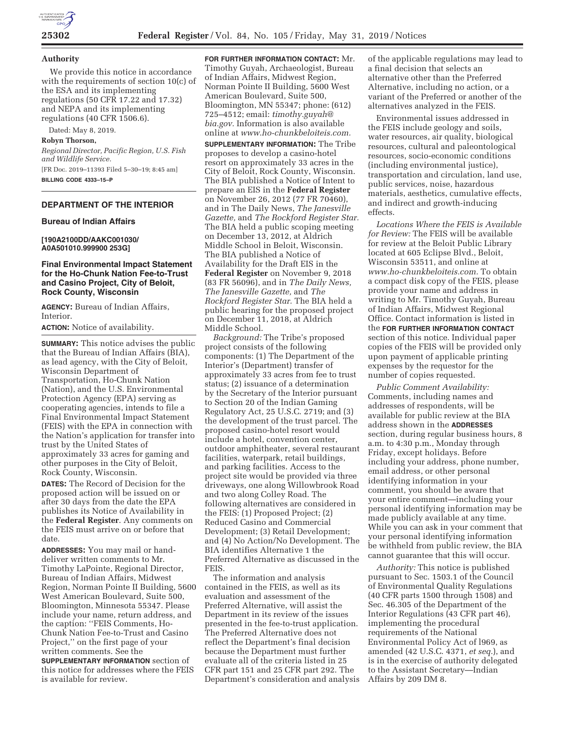## Authority

We provide this notice in accordance with the requirements of section 10(c) of the ESA and its implementing regulations (50 CFR 17.22 and 17.32) and NEPA and its implementing regulations (40 CFR 1506.6).

Dated: May 8, 2019.

**Robyn Thorson,**

*Regional Director, Pacific Region, U.S. Fish and Wildlife Service.*

[FR Doc. 2019–11393 Filed 5–30–19; 8:45 am]

**BILLING CODE 4333–15–P**

## DEPARTMENT OF THE INTERIOR

### Bureau of Indian Affairs

**[190A2100DD/AAKC001030/A0A501010.999900 253G]**

### Final Environmental Impact Statement for the Ho-Chunk Nation Fee-to-Trust and Casino Project, City of Beloit, Rock County, Wisconsin

**AGENCY:** Bureau of Indian Affairs, Interior.

**ACTION:** Notice of availability.

**SUMMARY:** This notice advises the public that the Bureau of Indian Affairs (BIA), as lead agency, with the City of Beloit, Wisconsin Department of Transportation, Ho-Chunk Nation (Nation), and the U.S. Environmental Protection Agency (EPA) serving as cooperating agencies, intends to file a Final Environmental Impact Statement (FEIS) with the EPA in connection with the Nation's application for transfer into trust by the United States of approximately 33 acres for gaming and other purposes in the City of Beloit, Rock County, Wisconsin.

**DATES:** The Record of Decision for the proposed action will be issued on or after 30 days from the date the EPA publishes its Notice of Availability in the **Federal Register**. Any comments on the FEIS must arrive on or before that date.

**ADDRESSES:** You may mail or hand-deliver written comments to Mr. Timothy LaPointe, Regional Director, Bureau of Indian Affairs, Midwest Region, Norman Pointe II Building, 5600 West American Boulevard, Suite 500, Bloomington, Minnesota 55437. Please include your name, return address, and the caption: ''FEIS Comments, Ho-Chunk Nation Fee-to-Trust and Casino Project,'' on the first page of your written comments. See the **SUPPLEMENTARY INFORMATION** section of this notice for addresses where the FEIS is available for review.

**FOR FURTHER INFORMATION CONTACT:** Mr. Timothy Guyah, Archaeologist, Bureau of Indian Affairs, Midwest Region, Norman Pointe II Building, 5600 West American Boulevard, Suite 500, Bloomington, MN 55347; phone: (612) 725–4512; email: *timothy.guyah@bia.gov.* Information is also available online at *www.ho-chunkbeloiteis.com.*

**SUPPLEMENTARY INFORMATION:** The Tribe proposes to develop a casino-hotel resort on approximately 33 acres in the City of Beloit, Rock County, Wisconsin. The BIA published a Notice of Intent to prepare an EIS in the **Federal Register** on November 26, 2012 (77 FR 70460), and in The Daily News, *The Janesville Gazette,* and *The Rockford Register Star.* The BIA held a public scoping meeting on December 13, 2012, at Aldrich Middle School in Beloit, Wisconsin. The BIA published a Notice of Availability for the Draft EIS in the **Federal Register** on November 9, 2018 (83 FR 56096), and in *The Daily News, The Janesville Gazette,* and *The Rockford Register Star.* The BIA held a public hearing for the proposed project on December 11, 2018, at Aldrich Middle School.

*Background:* The Tribe's proposed project consists of the following components: (1) The Department of the Interior's (Department) transfer of approximately 33 acres from fee to trust status; (2) issuance of a determination by the Secretary of the Interior pursuant to Section 20 of the Indian Gaming Regulatory Act, 25 U.S.C. 2719; and (3) the development of the trust parcel. The proposed casino-hotel resort would include a hotel, convention center, outdoor amphitheater, several restaurant facilities, waterpark, retail buildings, and parking facilities. Access to the project site would be provided via three driveways, one along Willowbrook Road and two along Colley Road. The following alternatives are considered in the FEIS: (1) Proposed Project; (2) Reduced Casino and Commercial Development; (3) Retail Development; and (4) No Action/No Development. The BIA identifies Alternative 1 the Preferred Alternative as discussed in the FEIS.

The information and analysis contained in the FEIS, as well as its evaluation and assessment of the Preferred Alternative, will assist the Department in its review of the issues presented in the fee-to-trust application. The Preferred Alternative does not reflect the Department's final decision because the Department must further evaluate all of the criteria listed in 25 CFR part 151 and 25 CFR part 292. The Department's consideration and analysis of the applicable regulations may lead to a final decision that selects an alternative other than the Preferred Alternative, including no action, or a variant of the Preferred or another of the alternatives analyzed in the FEIS.

Environmental issues addressed in the FEIS include geology and soils, water resources, air quality, biological resources, cultural and paleontological resources, socio-economic conditions (including environmental justice), transportation and circulation, land use, public services, noise, hazardous materials, aesthetics, cumulative effects, and indirect and growth-inducing effects.

*Locations Where the FEIS is Available for Review:* The FEIS will be available for review at the Beloit Public Library located at 605 Eclipse Blvd., Beloit, Wisconsin 53511, and online at *www.ho-chunkbeloiteis.com.* To obtain a compact disk copy of the FEIS, please provide your name and address in writing to Mr. Timothy Guyah, Bureau of Indian Affairs, Midwest Regional Office. Contact information is listed in the **FOR FURTHER INFORMATION CONTACT** section of this notice. Individual paper copies of the FEIS will be provided only upon payment of applicable printing expenses by the requestor for the number of copies requested.

*Public Comment Availability:* Comments, including names and addresses of respondents, will be available for public review at the BIA address shown in the **ADDRESSES** section, during regular business hours, 8 a.m. to 4:30 p.m., Monday through Friday, except holidays. Before including your address, phone number, email address, or other personal identifying information in your comment, you should be aware that your entire comment—including your personal identifying information may be made publicly available at any time. While you can ask in your comment that your personal identifying information be withheld from public review, the BIA cannot guarantee that this will occur.

*Authority:* This notice is published pursuant to Sec. 1503.1 of the Council of Environmental Quality Regulations (40 CFR parts 1500 through 1508) and Sec. 46.305 of the Department of the Interior Regulations (43 CFR part 46), implementing the procedural requirements of the National Environmental Policy Act of l969, as amended (42 U.S.C. 4371, *et seq.*), and is in the exercise of authority delegated to the Assistant Secretary—Indian Affairs by 209 DM 8.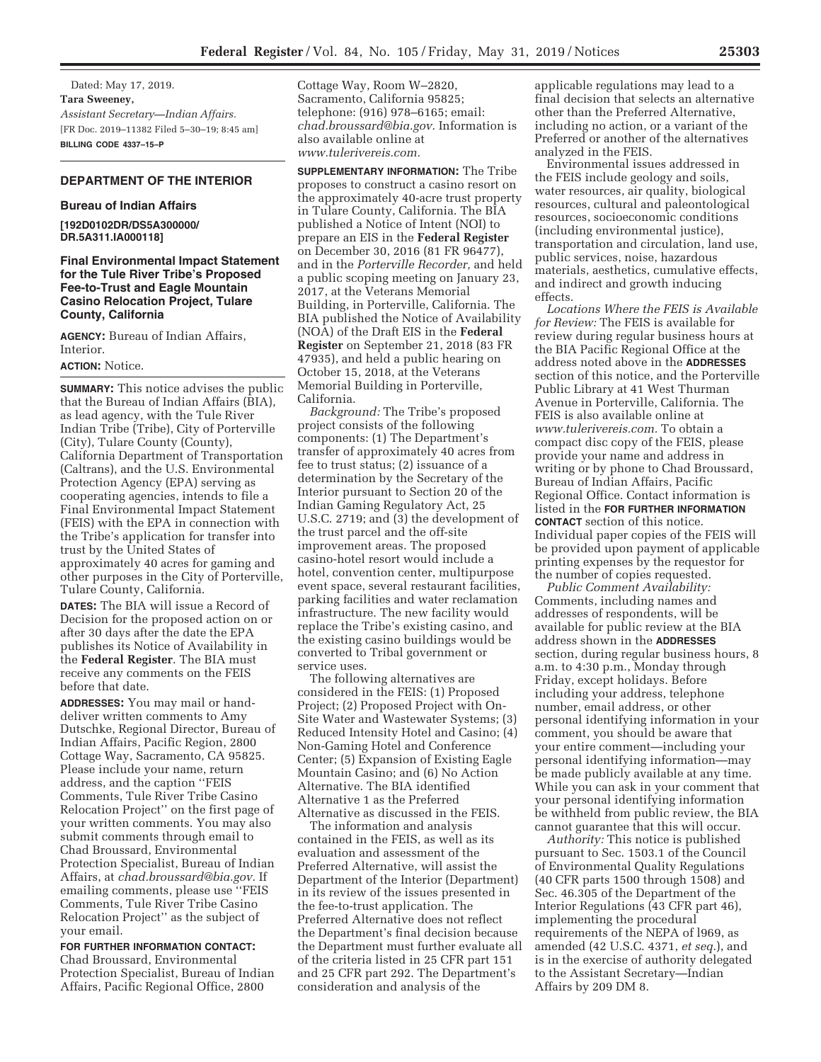Dated: May 17, 2019.

**Tara Sweeney,**

*Assistant Secretary—Indian Affairs.*

[FR Doc. 2019–11382 Filed 5–30–19; 8:45 am]

**BILLING CODE 4337–15–P**

## DEPARTMENT OF THE INTERIOR

### Bureau of Indian Affairs

**[192D0102DR/DS5A300000/DR.5A311.IA000118]**

### Final Environmental Impact Statement for the Tule River Tribe's Proposed Fee-to-Trust and Eagle Mountain Casino Relocation Project, Tulare County, California

**AGENCY:** Bureau of Indian Affairs, Interior.

**ACTION:** Notice.

**SUMMARY:** This notice advises the public that the Bureau of Indian Affairs (BIA), as lead agency, with the Tule River Indian Tribe (Tribe), City of Porterville (City), Tulare County (County), California Department of Transportation (Caltrans), and the U.S. Environmental Protection Agency (EPA) serving as cooperating agencies, intends to file a Final Environmental Impact Statement (FEIS) with the EPA in connection with the Tribe's application for transfer into trust by the United States of approximately 40 acres for gaming and other purposes in the City of Porterville, Tulare County, California.

**DATES:** The BIA will issue a Record of Decision for the proposed action on or after 30 days after the date the EPA publishes its Notice of Availability in the **Federal Register**. The BIA must receive any comments on the FEIS before that date.

**ADDRESSES:** You may mail or hand-deliver written comments to Amy Dutschke, Regional Director, Bureau of Indian Affairs, Pacific Region, 2800 Cottage Way, Sacramento, CA 95825. Please include your name, return address, and the caption ''FEIS Comments, Tule River Tribe Casino Relocation Project'' on the first page of your written comments. You may also submit comments through email to Chad Broussard, Environmental Protection Specialist, Bureau of Indian Affairs, at *chad.broussard@bia.gov.* If emailing comments, please use ''FEIS Comments, Tule River Tribe Casino Relocation Project'' as the subject of your email.

**FOR FURTHER INFORMATION CONTACT:** Chad Broussard, Environmental Protection Specialist, Bureau of Indian Affairs, Pacific Regional Office, 2800 Cottage Way, Room W–2820, Sacramento, California 95825; telephone: (916) 978–6165; email: *chad.broussard@bia.gov.* Information is also available online at *www.tulerivereis.com.*

**SUPPLEMENTARY INFORMATION:** The Tribe proposes to construct a casino resort on the approximately 40-acre trust property in Tulare County, California. The BIA published a Notice of Intent (NOI) to prepare an EIS in the **Federal Register** on December 30, 2016 (81 FR 96477), and in the *Porterville Recorder,* and held a public scoping meeting on January 23, 2017, at the Veterans Memorial Building, in Porterville, California. The BIA published the Notice of Availability (NOA) of the Draft EIS in the **Federal Register** on September 21, 2018 (83 FR 47935), and held a public hearing on October 15, 2018, at the Veterans Memorial Building in Porterville, California.

*Background:* The Tribe's proposed project consists of the following components: (1) The Department's transfer of approximately 40 acres from fee to trust status; (2) issuance of a determination by the Secretary of the Interior pursuant to Section 20 of the Indian Gaming Regulatory Act, 25 U.S.C. 2719; and (3) the development of the trust parcel and the off-site improvement areas. The proposed casino-hotel resort would include a hotel, convention center, multipurpose event space, several restaurant facilities, parking facilities and water reclamation infrastructure. The new facility would replace the Tribe's existing casino, and the existing casino buildings would be converted to Tribal government or service uses.

The following alternatives are considered in the FEIS: (1) Proposed Project; (2) Proposed Project with On-Site Water and Wastewater Systems; (3) Reduced Intensity Hotel and Casino; (4) Non-Gaming Hotel and Conference Center; (5) Expansion of Existing Eagle Mountain Casino; and (6) No Action Alternative. The BIA identified Alternative 1 as the Preferred Alternative as discussed in the FEIS.

The information and analysis contained in the FEIS, as well as its evaluation and assessment of the Preferred Alternative, will assist the Department of the Interior (Department) in its review of the issues presented in the fee-to-trust application. The Preferred Alternative does not reflect the Department's final decision because the Department must further evaluate all of the criteria listed in 25 CFR part 151 and 25 CFR part 292. The Department's consideration and analysis of the applicable regulations may lead to a final decision that selects an alternative other than the Preferred Alternative, including no action, or a variant of the Preferred or another of the alternatives analyzed in the FEIS.

Environmental issues addressed in the FEIS include geology and soils, water resources, air quality, biological resources, cultural and paleontological resources, socioeconomic conditions (including environmental justice), transportation and circulation, land use, public services, noise, hazardous materials, aesthetics, cumulative effects, and indirect and growth inducing effects.

*Locations Where the FEIS is Available for Review:* The FEIS is available for review during regular business hours at the BIA Pacific Regional Office at the address noted above in the **ADDRESSES** section of this notice, and the Porterville Public Library at 41 West Thurman Avenue in Porterville, California. The FEIS is also available online at *www.tulerivereis.com.* To obtain a compact disc copy of the FEIS, please provide your name and address in writing or by phone to Chad Broussard, Bureau of Indian Affairs, Pacific Regional Office. Contact information is listed in the **FOR FURTHER INFORMATION CONTACT** section of this notice. Individual paper copies of the FEIS will be provided upon payment of applicable printing expenses by the requestor for the number of copies requested.

*Public Comment Availability:* Comments, including names and addresses of respondents, will be available for public review at the BIA address shown in the **ADDRESSES** section, during regular business hours, 8 a.m. to 4:30 p.m., Monday through Friday, except holidays. Before including your address, telephone number, email address, or other personal identifying information in your comment, you should be aware that your entire comment—including your personal identifying information—may be made publicly available at any time. While you can ask in your comment that your personal identifying information be withheld from public review, the BIA cannot guarantee that this will occur.

*Authority:* This notice is published pursuant to Sec. 1503.1 of the Council of Environmental Quality Regulations (40 CFR parts 1500 through 1508) and Sec. 46.305 of the Department of the Interior Regulations (43 CFR part 46), implementing the procedural requirements of the NEPA of l969, as amended (42 U.S.C. 4371, *et seq.*), and is in the exercise of authority delegated to the Assistant Secretary—Indian Affairs by 209 DM 8.